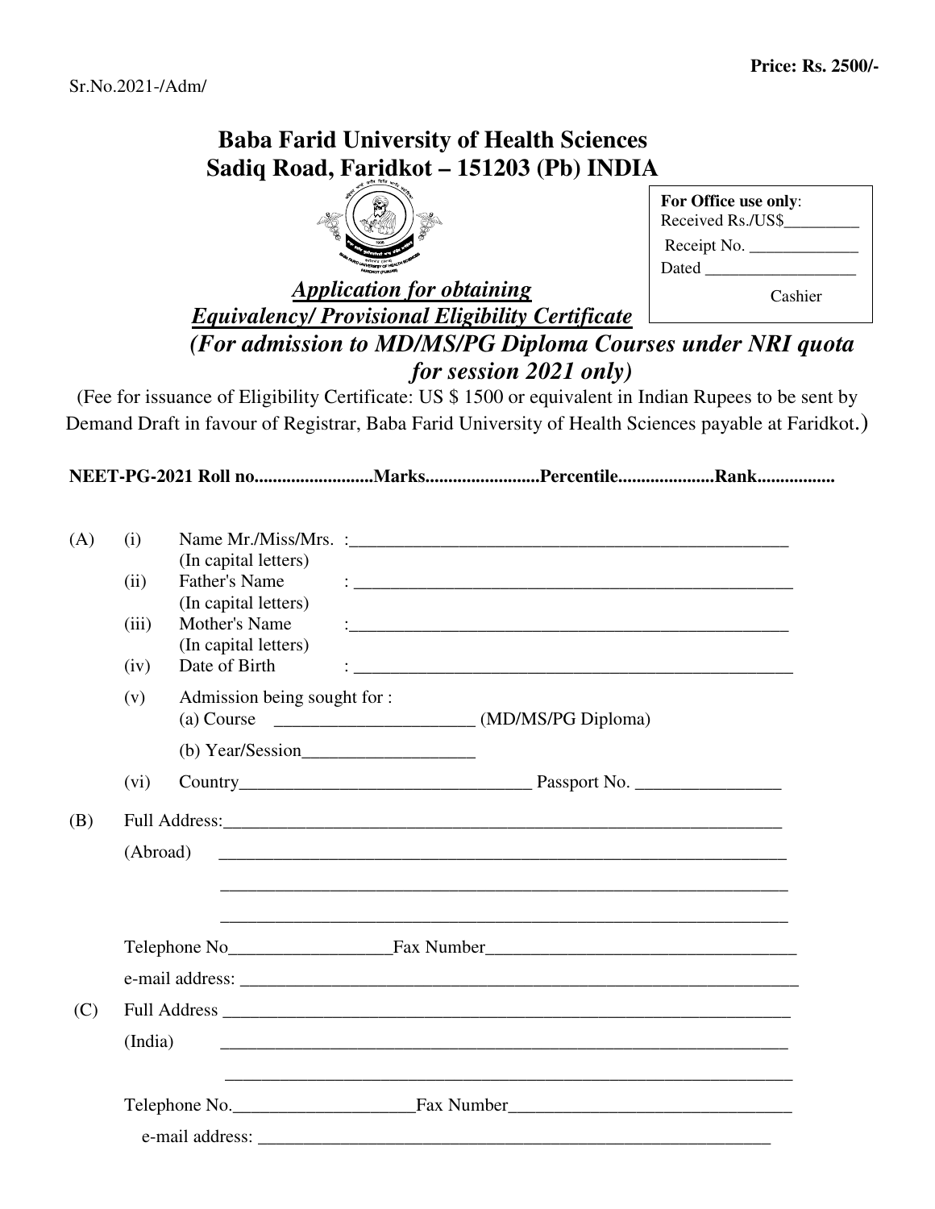Sr.No.2021-/Adm/

**Price: Rs. 2500/-**

# Baba Farid University of Health Sciences
# Sadiq Road, Faridkot – 151203 (Pb) INDIA

**For Office use only**:
Received Rs./US$_________
Receipt No. _____________
Dated __________________
Cashier

***Application for obtaining***
***Equivalency/ Provisional Eligibility Certificate***

***(For admission to MD/MS/PG Diploma Courses under NRI quota for session 2021 only)***

(Fee for issuance of Eligibility Certificate: US $ 1500 or equivalent in Indian Rupees to be sent by Demand Draft in favour of Registrar, Baba Farid University of Health Sciences payable at Faridkot.)

**NEET-PG-2021 Roll no..........................Marks.........................Percentile....................Rank.................**

(A)
- (i) Name Mr./Miss/Mrs. :___________________________________________________
  (In capital letters)
- (ii) Father's Name : ___________________________________________________
  (In capital letters)
- (iii) Mother's Name :___________________________________________________
  (In capital letters)
- (iv) Date of Birth : ___________________________________________________
- (v) Admission being sought for :
  (a) Course ______________________ (MD/MS/PG Diploma)
  (b) Year/Session___________________
- (vi) Country_________________________________ Passport No. ________________

(B) Full Address:_________________________________________________________________

(Abroad) _________________________________________________________________

_________________________________________________________________

_________________________________________________________________

Telephone No__________________Fax Number___________________________________

e-mail address: _________________________________________________________________

(C) Full Address _________________________________________________________________

(India) _________________________________________________________________

_________________________________________________________________

Telephone No.____________________Fax Number________________________________

e-mail address: ____________________________________________________________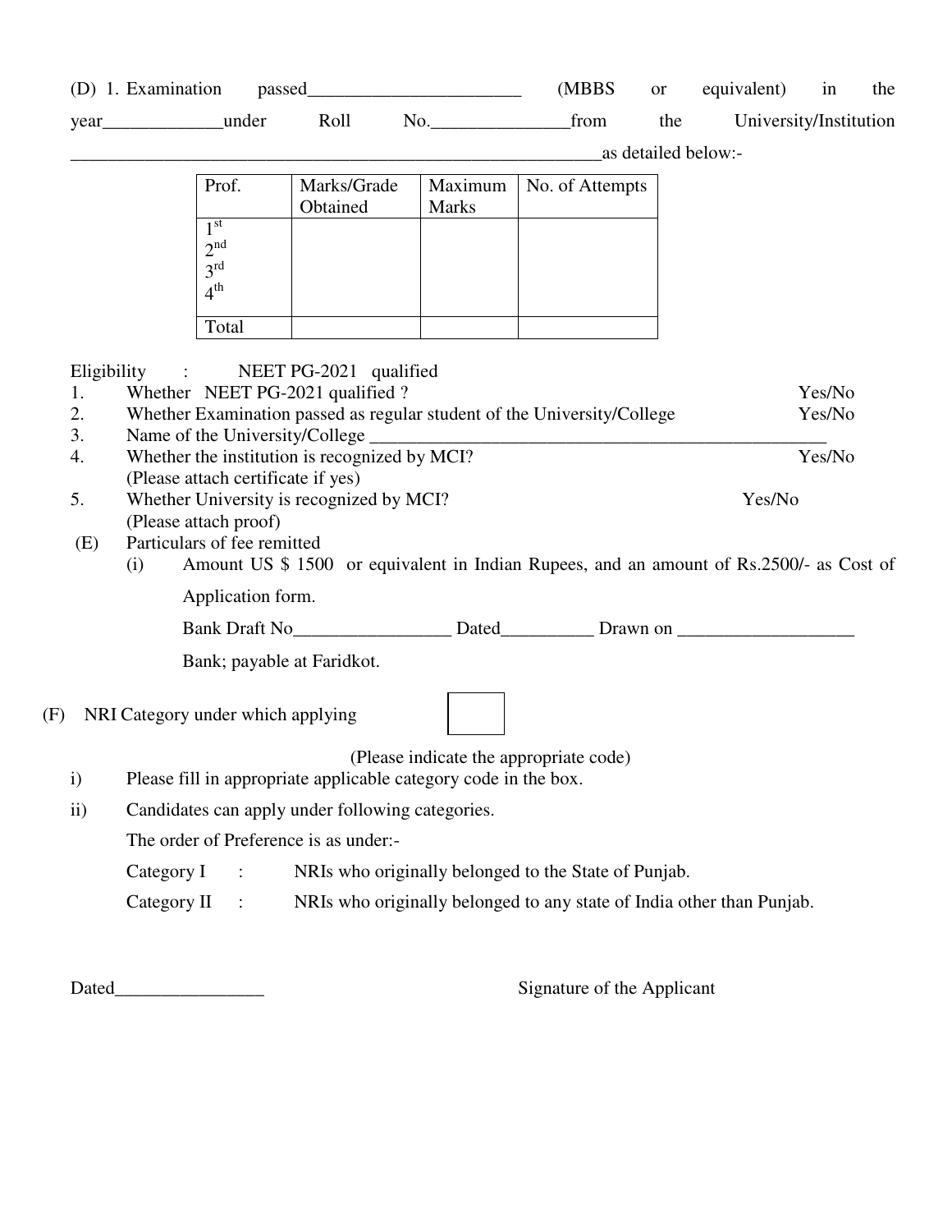(D) 1. Examination passed_______________________ (MBBS or equivalent) in the year_____________under Roll No._______________from the University/Institution ____________________________________________________________as detailed below:-

| Prof. | Marks/Grade Obtained | Maximum Marks | No. of Attempts |
|---|---|---|---|
| 1st<br>2nd<br>3rd<br>4th | | | |
| Total | | | |

Eligibility : NEET PG-2021 qualified

1. Whether NEET PG-2021 qualified ? Yes/No
2. Whether Examination passed as regular student of the University/College Yes/No
3. Name of the University/College ____________________________________________________
4. Whether the institution is recognized by MCI? Yes/No
   (Please attach certificate if yes)
5. Whether University is recognized by MCI? Yes/No
   (Please attach proof)

(E) Particulars of fee remitted

(i) Amount US $ 1500 or equivalent in Indian Rupees, and an amount of Rs.2500/- as Cost of Application form.

Bank Draft No_________________ Dated__________ Drawn on ___________________ Bank; payable at Faridkot.

(F) NRI Category under which applying [ ]

(Please indicate the appropriate code)

i) Please fill in appropriate applicable category code in the box.

ii) Candidates can apply under following categories.

The order of Preference is as under:-

Category I : NRIs who originally belonged to the State of Punjab.

Category II : NRIs who originally belonged to any state of India other than Punjab.

Dated________________ Signature of the Applicant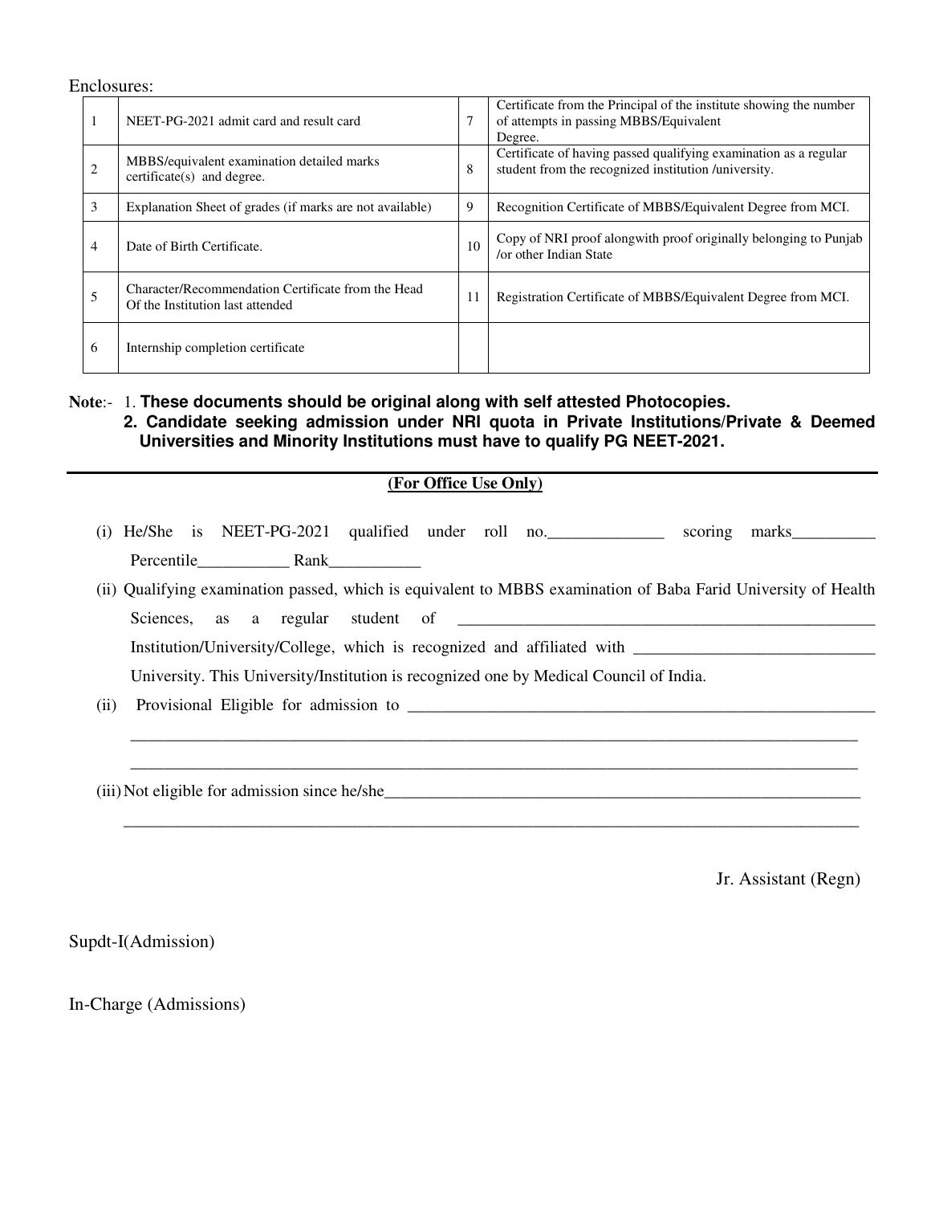Enclosures:

| | | | |
|---|---|---|---|
| 1 | NEET-PG-2021 admit card and result card | 7 | Certificate from the Principal of the institute showing the number of attempts in passing MBBS/Equivalent Degree. |
| 2 | MBBS/equivalent examination detailed marks certificate(s) and degree. | 8 | Certificate of having passed qualifying examination as a regular student from the recognized institution /university. |
| 3 | Explanation Sheet of grades (if marks are not available) | 9 | Recognition Certificate of MBBS/Equivalent Degree from MCI. |
| 4 | Date of Birth Certificate. | 10 | Copy of NRI proof alongwith proof originally belonging to Punjab /or other Indian State |
| 5 | Character/Recommendation Certificate from the Head Of the Institution last attended | 11 | Registration Certificate of MBBS/Equivalent Degree from MCI. |
| 6 | Internship completion certificate | | |

**Note**:- 1. **These documents should be original along with self attested Photocopies.**
**2. Candidate seeking admission under NRI quota in Private Institutions/Private & Deemed Universities and Minority Institutions must have to qualify PG NEET-2021.**

---

**(For Office Use Only)**

(i) He/She is NEET-PG-2021 qualified under roll no.______________ scoring marks__________ Percentile___________ Rank___________

(ii) Qualifying examination passed, which is equivalent to MBBS examination of Baba Farid University of Health Sciences, as a regular student of ___________________________________________________ Institution/University/College, which is recognized and affiliated with ______________________________ University. This University/Institution is recognized one by Medical Council of India.

(ii) Provisional Eligible for admission to ___________________________________________________________
_______________________________________________________________________________________________
_______________________________________________________________________________________________

(iii) Not eligible for admission since he/she_____________________________________________________________
_______________________________________________________________________________________________

Jr. Assistant (Regn)

Supdt-I(Admission)

In-Charge (Admissions)